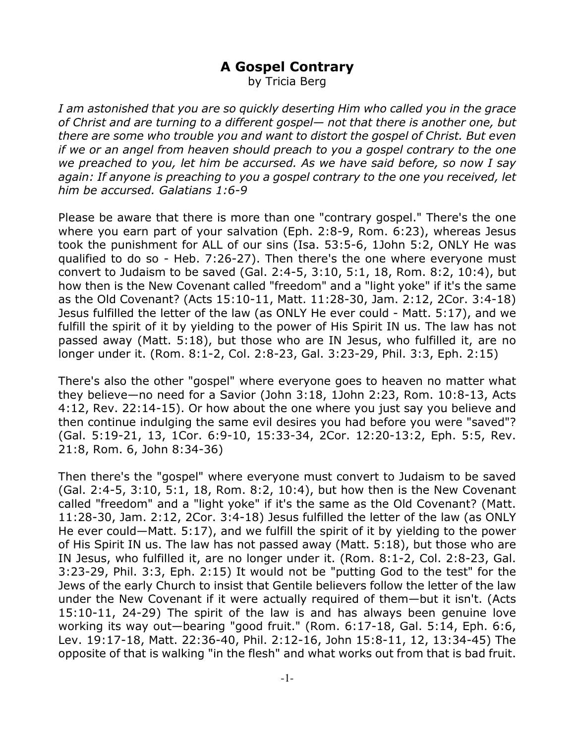# A Gospel Contrary

by Tricia Berg

*I am astonished that you are so quickly deserting Him who called you in the grace of Christ and are turning to a different gospel— not that there is another one, but there are some who trouble you and want to distort the gospel of Christ. But even if we or an angel from heaven should preach to you a gospel contrary to the one we preached to you, let him be accursed. As we have said before, so now I say again: If anyone is preaching to you a gospel contrary to the one you received, let him be accursed. Galatians 1:6-9*

Please be aware that there is more than one "contrary gospel." There's the one where you earn part of your salvation (Eph. 2:8-9, Rom. 6:23), whereas Jesus took the punishment for ALL of our sins (Isa. 53:5-6, 1John 5:2, ONLY He was qualified to do so - Heb. 7:26-27). Then there's the one where everyone must convert to Judaism to be saved (Gal. 2:4-5, 3:10, 5:1, 18, Rom. 8:2, 10:4), but how then is the New Covenant called "freedom" and a "light yoke" if it's the same as the Old Covenant? (Acts 15:10-11, Matt. 11:28-30, Jam. 2:12, 2Cor. 3:4-18) Jesus fulfilled the letter of the law (as ONLY He ever could - Matt. 5:17), and we fulfill the spirit of it by yielding to the power of His Spirit IN us. The law has not passed away (Matt. 5:18), but those who are IN Jesus, who fulfilled it, are no longer under it. (Rom. 8:1-2, Col. 2:8-23, Gal. 3:23-29, Phil. 3:3, Eph. 2:15)

There's also the other "gospel" where everyone goes to heaven no matter what they believe—no need for a Savior (John 3:18, 1John 2:23, Rom. 10:8-13, Acts 4:12, Rev. 22:14-15). Or how about the one where you just say you believe and then continue indulging the same evil desires you had before you were "saved"? (Gal. 5:19-21, 13, 1Cor. 6:9-10, 15:33-34, 2Cor. 12:20-13:2, Eph. 5:5, Rev. 21:8, Rom. 6, John 8:34-36)

Then there's the "gospel" where everyone must convert to Judaism to be saved (Gal. 2:4-5, 3:10, 5:1, 18, Rom. 8:2, 10:4), but how then is the New Covenant called "freedom" and a "light yoke" if it's the same as the Old Covenant? (Matt. 11:28-30, Jam. 2:12, 2Cor. 3:4-18) Jesus fulfilled the letter of the law (as ONLY He ever could—Matt. 5:17), and we fulfill the spirit of it by yielding to the power of His Spirit IN us. The law has not passed away (Matt. 5:18), but those who are IN Jesus, who fulfilled it, are no longer under it. (Rom. 8:1-2, Col. 2:8-23, Gal. 3:23-29, Phil. 3:3, Eph. 2:15) It would not be "putting God to the test" for the Jews of the early Church to insist that Gentile believers follow the letter of the law under the New Covenant if it were actually required of them—but it isn't. (Acts 15:10-11, 24-29) The spirit of the law is and has always been genuine love working its way out—bearing "good fruit." (Rom. 6:17-18, Gal. 5:14, Eph. 6:6, Lev. 19:17-18, Matt. 22:36-40, Phil. 2:12-16, John 15:8-11, 12, 13:34-45) The opposite of that is walking "in the flesh" and what works out from that is bad fruit.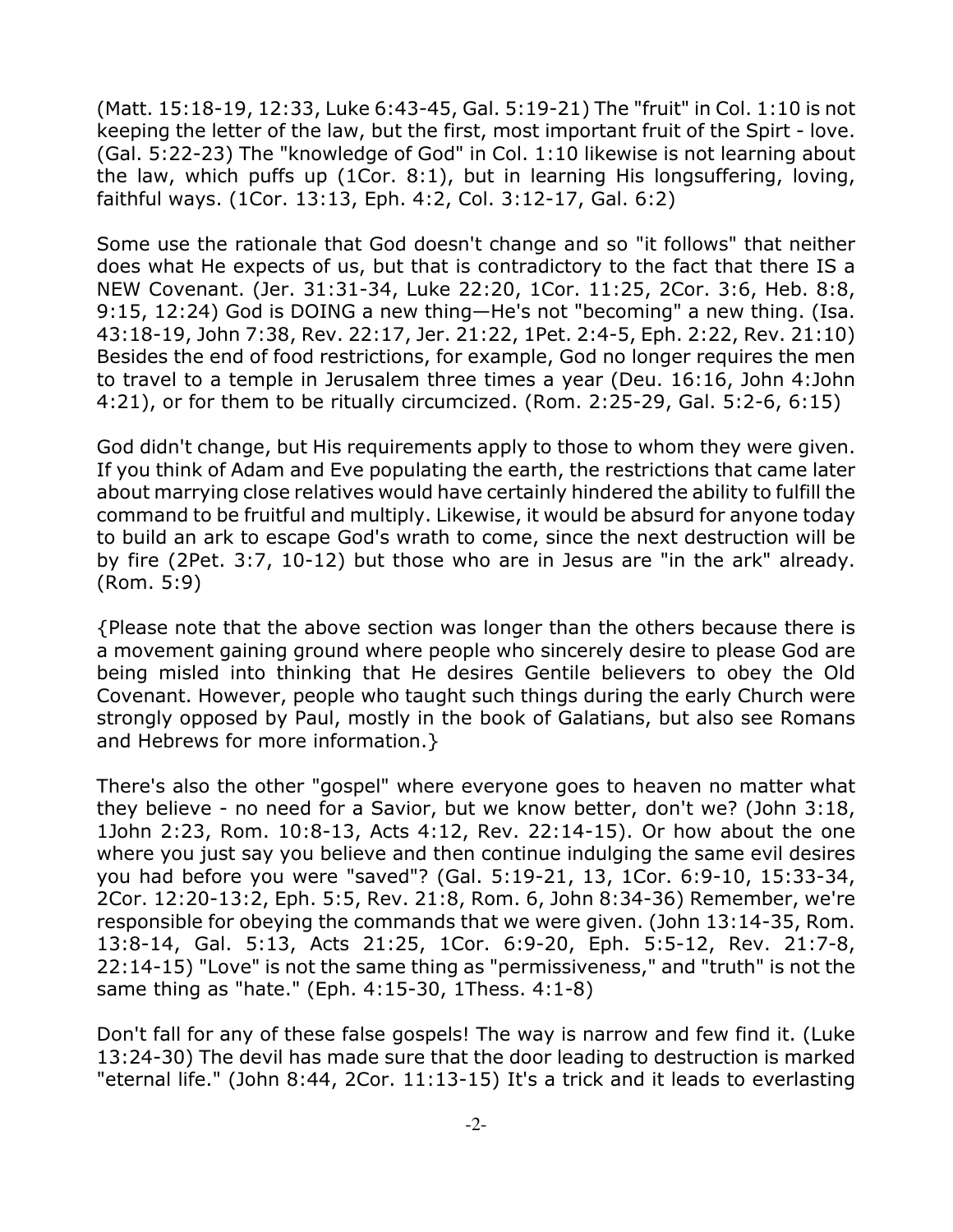(Matt. 15:18-19, 12:33, Luke 6:43-45, Gal. 5:19-21) The "fruit" in Col. 1:10 is not keeping the letter of the law, but the first, most important fruit of the Spirt - love. (Gal. 5:22-23) The "knowledge of God" in Col. 1:10 likewise is not learning about the law, which puffs up (1Cor. 8:1), but in learning His longsuffering, loving, faithful ways. (1Cor. 13:13, Eph. 4:2, Col. 3:12-17, Gal. 6:2)

Some use the rationale that God doesn't change and so "it follows" that neither does what He expects of us, but that is contradictory to the fact that there IS a NEW Covenant. (Jer. 31:31-34, Luke 22:20, 1Cor. 11:25, 2Cor. 3:6, Heb. 8:8, 9:15, 12:24) God is DOING a new thing—He's not "becoming" a new thing. (Isa. 43:18-19, John 7:38, Rev. 22:17, Jer. 21:22, 1Pet. 2:4-5, Eph. 2:22, Rev. 21:10) Besides the end of food restrictions, for example, God no longer requires the men to travel to a temple in Jerusalem three times a year (Deu. 16:16, John 4:John 4:21), or for them to be ritually circumcized. (Rom. 2:25-29, Gal. 5:2-6, 6:15)

God didn't change, but His requirements apply to those to whom they were given. If you think of Adam and Eve populating the earth, the restrictions that came later about marrying close relatives would have certainly hindered the ability to fulfill the command to be fruitful and multiply. Likewise, it would be absurd for anyone today to build an ark to escape God's wrath to come, since the next destruction will be by fire (2Pet. 3:7, 10-12) but those who are in Jesus are "in the ark" already. (Rom. 5:9)

{Please note that the above section was longer than the others because there is a movement gaining ground where people who sincerely desire to please God are being misled into thinking that He desires Gentile believers to obey the Old Covenant. However, people who taught such things during the early Church were strongly opposed by Paul, mostly in the book of Galatians, but also see Romans and Hebrews for more information.}

There's also the other "gospel" where everyone goes to heaven no matter what they believe - no need for a Savior, but we know better, don't we? (John 3:18, 1John 2:23, Rom. 10:8-13, Acts 4:12, Rev. 22:14-15). Or how about the one where you just say you believe and then continue indulging the same evil desires you had before you were "saved"? (Gal. 5:19-21, 13, 1Cor. 6:9-10, 15:33-34, 2Cor. 12:20-13:2, Eph. 5:5, Rev. 21:8, Rom. 6, John 8:34-36) Remember, we're responsible for obeying the commands that we were given. (John 13:14-35, Rom. 13:8-14, Gal. 5:13, Acts 21:25, 1Cor. 6:9-20, Eph. 5:5-12, Rev. 21:7-8, 22:14-15) "Love" is not the same thing as "permissiveness," and "truth" is not the same thing as "hate." (Eph. 4:15-30, 1Thess. 4:1-8)

Don't fall for any of these false gospels! The way is narrow and few find it. (Luke 13:24-30) The devil has made sure that the door leading to destruction is marked "eternal life." (John 8:44, 2Cor. 11:13-15) It's a trick and it leads to everlasting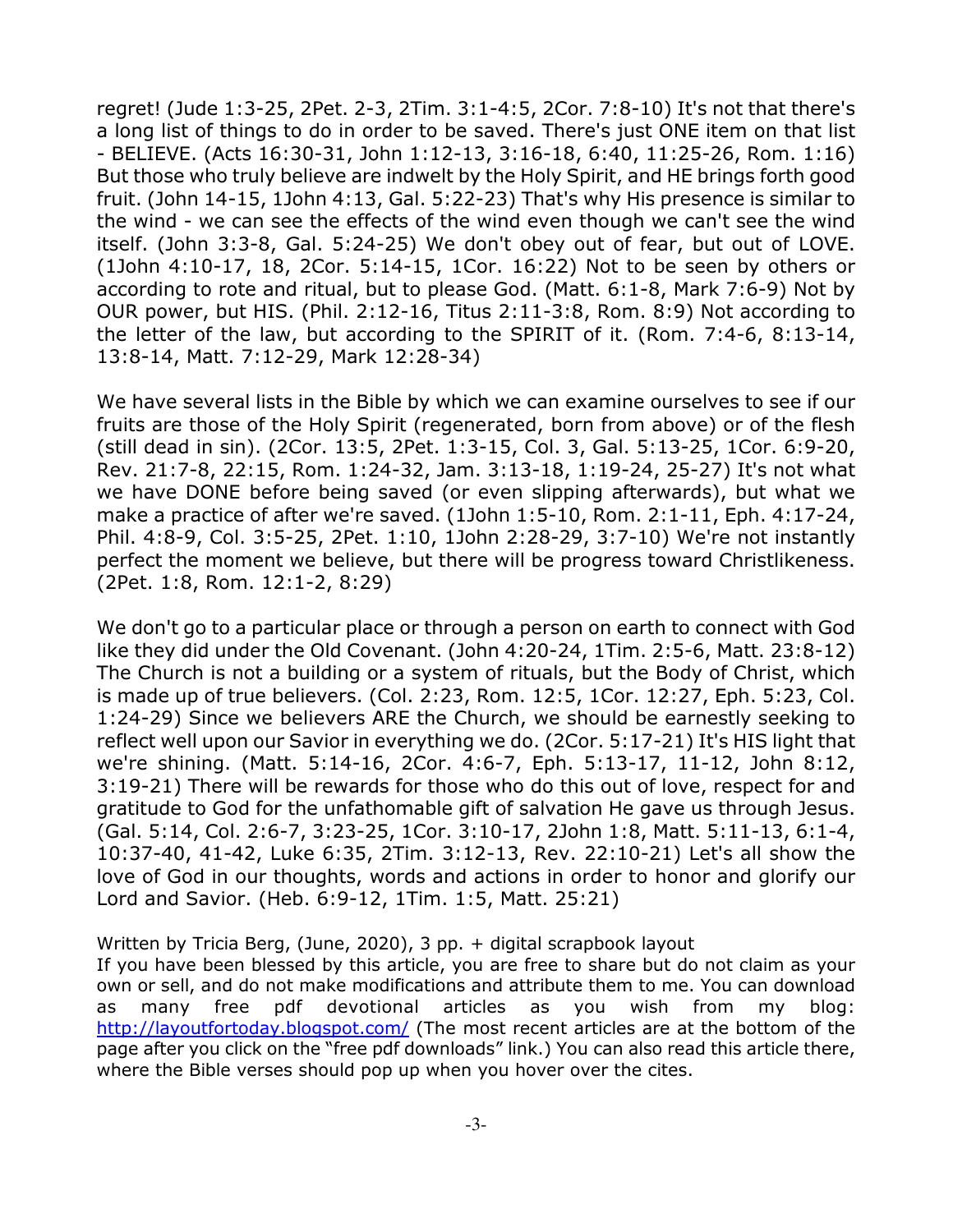regret! (Jude 1:3-25, 2Pet. 2-3, 2Tim. 3:1-4:5, 2Cor. 7:8-10) It's not that there's a long list of things to do in order to be saved. There's just ONE item on that list - BELIEVE. (Acts 16:30-31, John 1:12-13, 3:16-18, 6:40, 11:25-26, Rom. 1:16) But those who truly believe are indwelt by the Holy Spirit, and HE brings forth good fruit. (John 14-15, 1John 4:13, Gal. 5:22-23) That's why His presence is similar to the wind - we can see the effects of the wind even though we can't see the wind itself. (John 3:3-8, Gal. 5:24-25) We don't obey out of fear, but out of LOVE. (1John 4:10-17, 18, 2Cor. 5:14-15, 1Cor. 16:22) Not to be seen by others or according to rote and ritual, but to please God. (Matt. 6:1-8, Mark 7:6-9) Not by OUR power, but HIS. (Phil. 2:12-16, Titus 2:11-3:8, Rom. 8:9) Not according to the letter of the law, but according to the SPIRIT of it. (Rom. 7:4-6, 8:13-14, 13:8-14, Matt. 7:12-29, Mark 12:28-34)

We have several lists in the Bible by which we can examine ourselves to see if our fruits are those of the Holy Spirit (regenerated, born from above) or of the flesh (still dead in sin). (2Cor. 13:5, 2Pet. 1:3-15, Col. 3, Gal. 5:13-25, 1Cor. 6:9-20, Rev. 21:7-8, 22:15, Rom. 1:24-32, Jam. 3:13-18, 1:19-24, 25-27) It's not what we have DONE before being saved (or even slipping afterwards), but what we make a practice of after we're saved. (1John 1:5-10, Rom. 2:1-11, Eph. 4:17-24, Phil. 4:8-9, Col. 3:5-25, 2Pet. 1:10, 1John 2:28-29, 3:7-10) We're not instantly perfect the moment we believe, but there will be progress toward Christlikeness. (2Pet. 1:8, Rom. 12:1-2, 8:29)

We don't go to a particular place or through a person on earth to connect with God like they did under the Old Covenant. (John 4:20-24, 1Tim. 2:5-6, Matt. 23:8-12) The Church is not a building or a system of rituals, but the Body of Christ, which is made up of true believers. (Col. 2:23, Rom. 12:5, 1Cor. 12:27, Eph. 5:23, Col. 1:24-29) Since we believers ARE the Church, we should be earnestly seeking to reflect well upon our Savior in everything we do. (2Cor. 5:17-21) It's HIS light that we're shining. (Matt. 5:14-16, 2Cor. 4:6-7, Eph. 5:13-17, 11-12, John 8:12, 3:19-21) There will be rewards for those who do this out of love, respect for and gratitude to God for the unfathomable gift of salvation He gave us through Jesus. (Gal. 5:14, Col. 2:6-7, 3:23-25, 1Cor. 3:10-17, 2John 1:8, Matt. 5:11-13, 6:1-4, 10:37-40, 41-42, Luke 6:35, 2Tim. 3:12-13, Rev. 22:10-21) Let's all show the love of God in our thoughts, words and actions in order to honor and glorify our Lord and Savior. (Heb. 6:9-12, 1Tim. 1:5, Matt. 25:21)

Written by Tricia Berg, (June, 2020), 3 pp. + digital scrapbook layout
If you have been blessed by this article, you are free to share but do not claim as your own or sell, and do not make modifications and attribute them to me. You can download as many free pdf devotional articles as you wish from my blog: http://layoutfortoday.blogspot.com/ (The most recent articles are at the bottom of the page after you click on the "free pdf downloads" link.) You can also read this article there, where the Bible verses should pop up when you hover over the cites.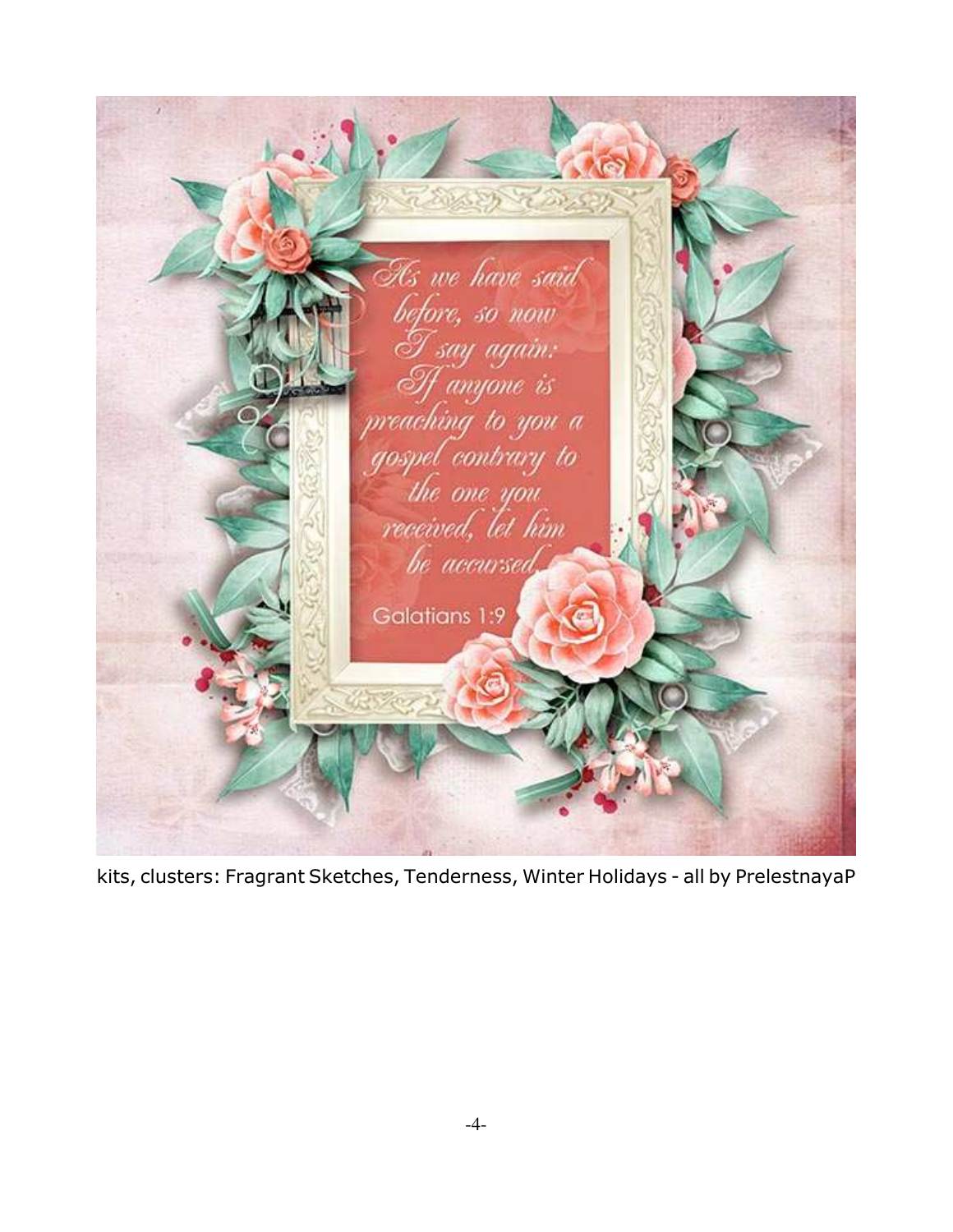As we have said before, so now I say again: If anyone is preaching to you a gospel contrary to the one you received, let him be accursed.

Galatians 1:9

kits, clusters: Fragrant Sketches, Tenderness, Winter Holidays - all by PrelestnayaP